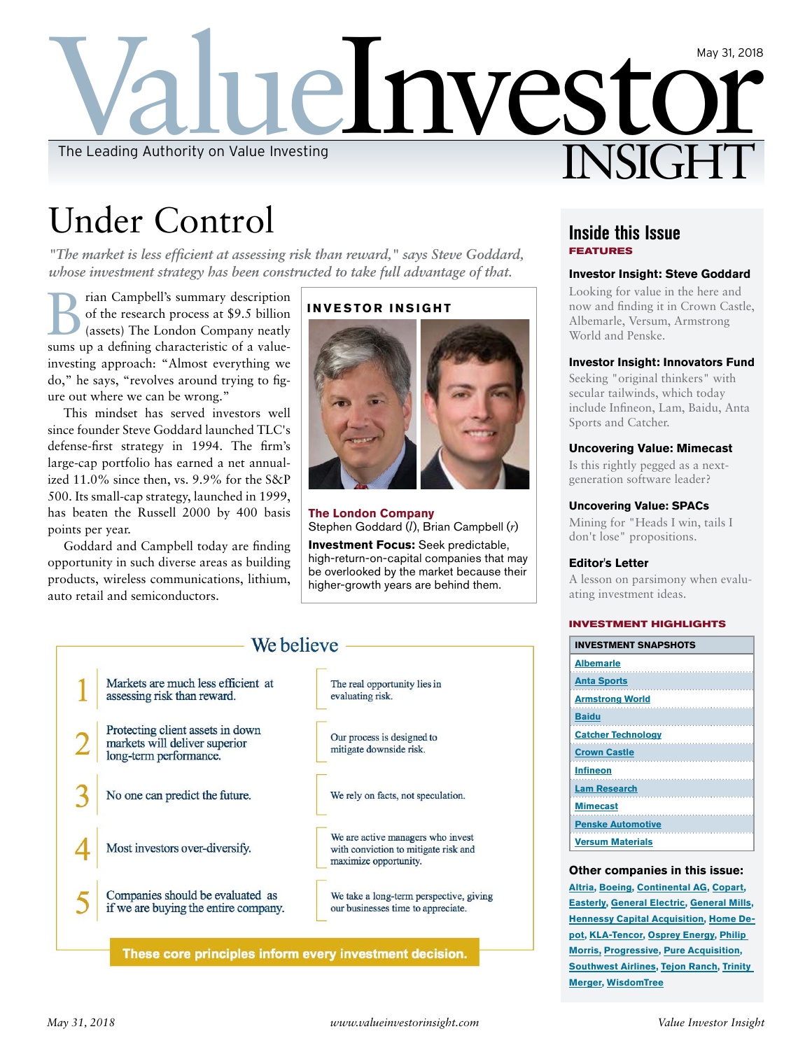# Value Investor INSIGHT

The Leading Authority on Value Investing

May 31, 2018

## Under Control

*"The market is less efficient at assessing risk than reward," says Steve Goddard, whose investment strategy has been constructed to take full advantage of that.*

Brian Campbell's summary description of the research process at $9.5 billion (assets) The London Company neatly sums up a defining characteristic of a value-investing approach: "Almost everything we do," he says, "revolves around trying to figure out where we can be wrong."

This mindset has served investors well since founder Steve Goddard launched TLC's defense-first strategy in 1994. The firm's large-cap portfolio has earned a net annualized 11.0% since then, vs. 9.9% for the S&P 500. Its small-cap strategy, launched in 1999, has beaten the Russell 2000 by 400 basis points per year.

Goddard and Campbell today are finding opportunity in such diverse areas as building products, wireless communications, lithium, auto retail and semiconductors.

**INVESTOR INSIGHT**

**The London Company**
Stephen Goddard (*l*), Brian Campbell (*r*)

**Investment Focus:** Seek predictable, high-return-on-capital companies that may be overlooked by the market because their higher-growth years are behind them.

### We believe

| | | |
|---|---|---|
| 1 | Markets are much less efficient at assessing risk than reward. | The real opportunity lies in evaluating risk. |
| 2 | Protecting client assets in down markets will deliver superior long-term performance. | Our process is designed to mitigate downside risk. |
| 3 | No one can predict the future. | We rely on facts, not speculation. |
| 4 | Most investors over-diversify. | We are active managers who invest with conviction to mitigate risk and maximize opportunity. |
| 5 | Companies should be evaluated as if we are buying the entire company. | We take a long-term perspective, giving our businesses time to appreciate. |

**These core principles inform every investment decision.**

## Inside this Issue

**FEATURES**

**Investor Insight: Steve Goddard**
Looking for value in the here and now and finding it in Crown Castle, Albemarle, Versum, Armstrong World and Penske.

**Investor Insight: Innovators Fund**
Seeking "original thinkers" with secular tailwinds, which today include Infineon, Lam, Baidu, Anta Sports and Catcher.

**Uncovering Value: Mimecast**
Is this rightly pegged as a next-generation software leader?

**Uncovering Value: SPACs**
Mining for "Heads I win, tails I don't lose" propositions.

**Editor's Letter**
A lesson on parsimony when evaluating investment ideas.

**INVESTMENT HIGHLIGHTS**

| INVESTMENT SNAPSHOTS |
|---|
| Albemarle |
| Anta Sports |
| Armstrong World |
| Baidu |
| Catcher Technology |
| Crown Castle |
| Infineon |
| Lam Research |
| Mimecast |
| Penske Automotive |
| Versum Materials |

**Other companies in this issue:**
Altria, Boeing, Continental AG, Copart, Easterly, General Electric, General Mills, Hennessy Capital Acquisition, Home Depot, KLA-Tencor, Osprey Energy, Philip Morris, Progressive, Pure Acquisition, Southwest Airlines, Tejon Ranch, Trinity Merger, WisdomTree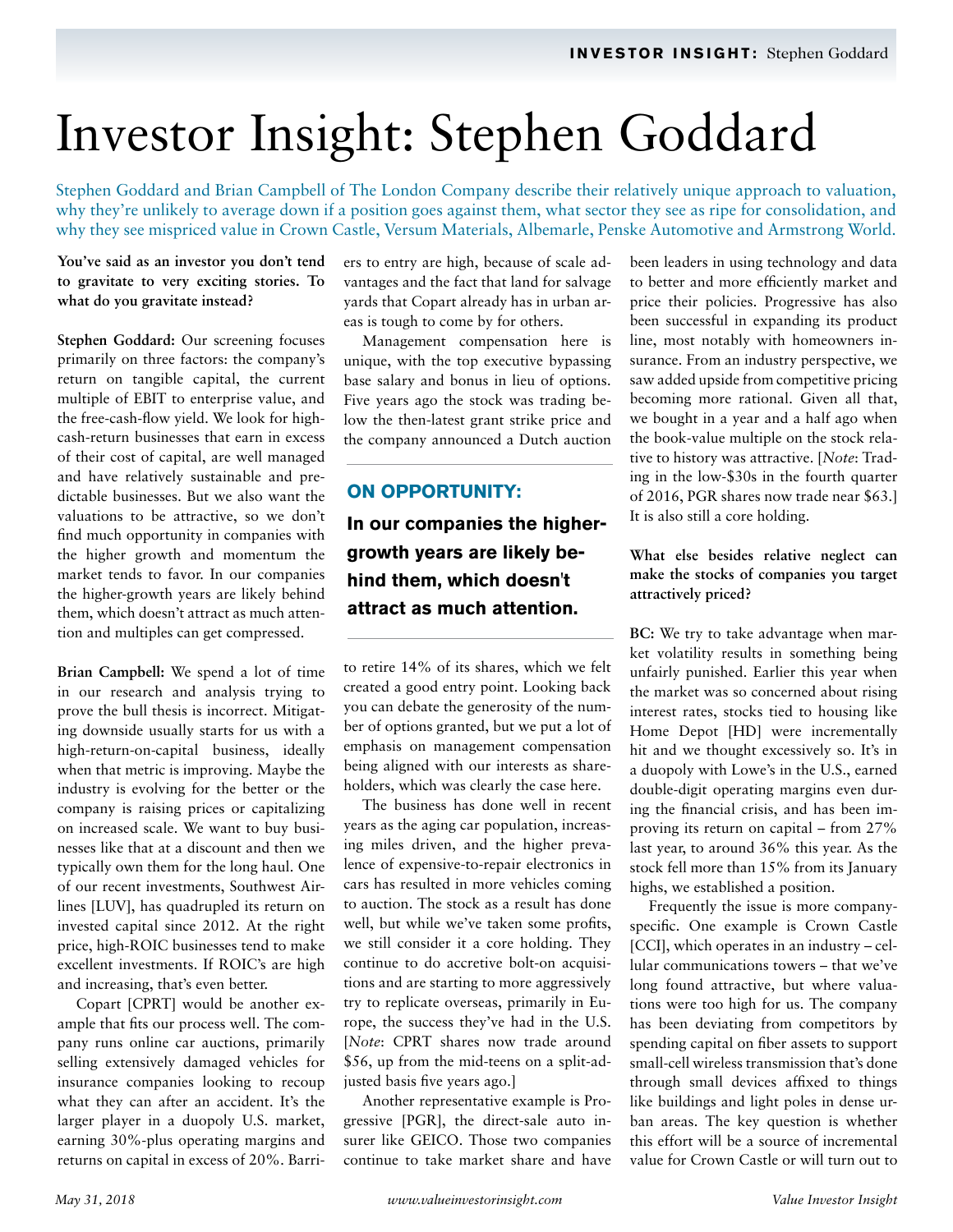# Investor Insight: Stephen Goddard

Stephen Goddard and Brian Campbell of The London Company describe their relatively unique approach to valuation, why they're unlikely to average down if a position goes against them, what sector they see as ripe for consolidation, and why they see mispriced value in Crown Castle, Versum Materials, Albemarle, Penske Automotive and Armstrong World.

**You've said as an investor you don't tend to gravitate to very exciting stories. To what do you gravitate instead?**

**Stephen Goddard:** Our screening focuses primarily on three factors: the company's return on tangible capital, the current multiple of EBIT to enterprise value, and the free-cash-flow yield. We look for high-cash-return businesses that earn in excess of their cost of capital, are well managed and have relatively sustainable and predictable businesses. But we also want the valuations to be attractive, so we don't find much opportunity in companies with the higher growth and momentum the market tends to favor. In our companies the higher-growth years are likely behind them, which doesn't attract as much attention and multiples can get compressed.

**Brian Campbell:** We spend a lot of time in our research and analysis trying to prove the bull thesis is incorrect. Mitigating downside usually starts for us with a high-return-on-capital business, ideally when that metric is improving. Maybe the industry is evolving for the better or the company is raising prices or capitalizing on increased scale. We want to buy businesses like that at a discount and then we typically own them for the long haul. One of our recent investments, Southwest Airlines [LUV], has quadrupled its return on invested capital since 2012. At the right price, high-ROIC businesses tend to make excellent investments. If ROIC's are high and increasing, that's even better.

Copart [CPRT] would be another example that fits our process well. The company runs online car auctions, primarily selling extensively damaged vehicles for insurance companies looking to recoup what they can after an accident. It's the larger player in a duopoly U.S. market, earning 30%-plus operating margins and returns on capital in excess of 20%. Barriers to entry are high, because of scale advantages and the fact that land for salvage yards that Copart already has in urban areas is tough to come by for others.

Management compensation here is unique, with the top executive bypassing base salary and bonus in lieu of options. Five years ago the stock was trading below the then-latest grant strike price and the company announced a Dutch auction to retire 14% of its shares, which we felt created a good entry point. Looking back you can debate the generosity of the number of options granted, but we put a lot of emphasis on management compensation being aligned with our interests as shareholders, which was clearly the case here.

> **ON OPPORTUNITY:**
>
> **In our companies the higher-growth years are likely behind them, which doesn't attract as much attention.**

The business has done well in recent years as the aging car population, increasing miles driven, and the higher prevalence of expensive-to-repair electronics in cars has resulted in more vehicles coming to auction. The stock as a result has done well, but while we've taken some profits, we still consider it a core holding. They continue to do accretive bolt-on acquisitions and are starting to more aggressively try to replicate overseas, primarily in Europe, the success they've had in the U.S. [*Note*: CPRT shares now trade around $56, up from the mid-teens on a split-adjusted basis five years ago.]

Another representative example is Progressive [PGR], the direct-sale auto insurer like GEICO. Those two companies continue to take market share and have been leaders in using technology and data to better and more efficiently market and price their policies. Progressive has also been successful in expanding its product line, most notably with homeowners insurance. From an industry perspective, we saw added upside from competitive pricing becoming more rational. Given all that, we bought in a year and a half ago when the book-value multiple on the stock relative to history was attractive. [*Note*: Trading in the low-$30s in the fourth quarter of 2016, PGR shares now trade near $63.] It is also still a core holding.

**What else besides relative neglect can make the stocks of companies you target attractively priced?**

**BC:** We try to take advantage when market volatility results in something being unfairly punished. Earlier this year when the market was so concerned about rising interest rates, stocks tied to housing like Home Depot [HD] were incrementally hit and we thought excessively so. It's in a duopoly with Lowe's in the U.S., earned double-digit operating margins even during the financial crisis, and has been improving its return on capital – from 27% last year, to around 36% this year. As the stock fell more than 15% from its January highs, we established a position.

Frequently the issue is more company-specific. One example is Crown Castle [CCI], which operates in an industry – cellular communications towers – that we've long found attractive, but where valuations were too high for us. The company has been deviating from competitors by spending capital on fiber assets to support small-cell wireless transmission that's done through small devices affixed to things like buildings and light poles in dense urban areas. The key question is whether this effort will be a source of incremental value for Crown Castle or will turn out to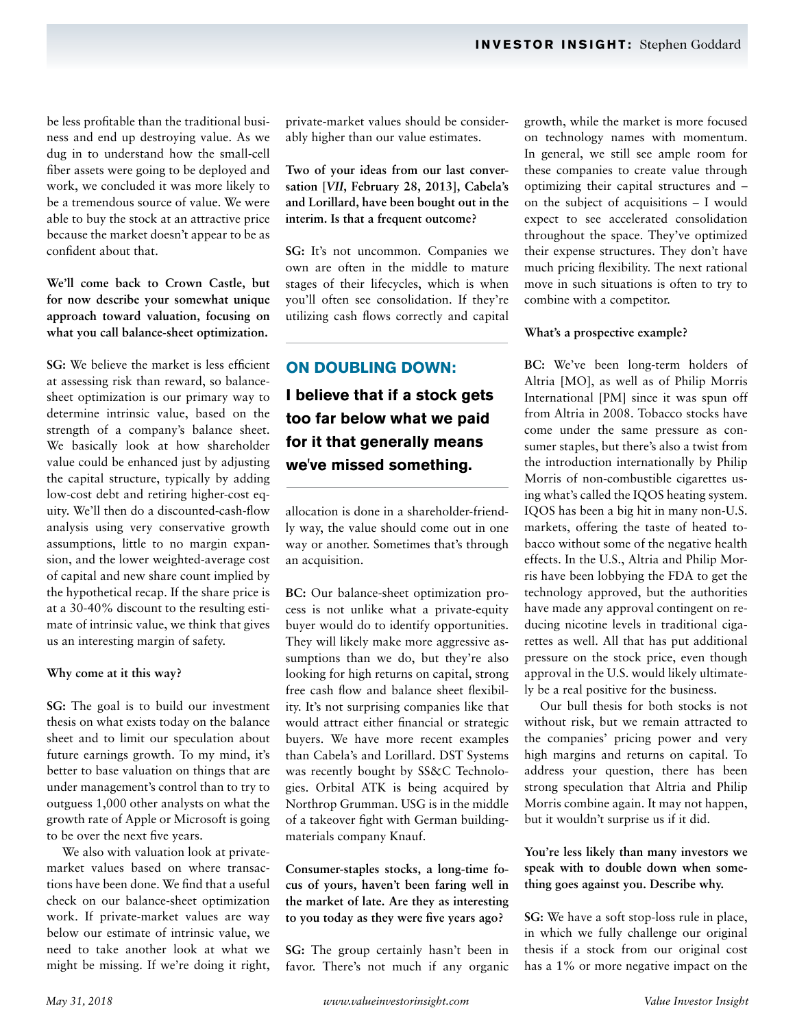be less profitable than the traditional business and end up destroying value. As we dug in to understand how the small-cell fiber assets were going to be deployed and work, we concluded it was more likely to be a tremendous source of value. We were able to buy the stock at an attractive price because the market doesn't appear to be as confident about that.

**We'll come back to Crown Castle, but for now describe your somewhat unique approach toward valuation, focusing on what you call balance-sheet optimization.**

**SG:** We believe the market is less efficient at assessing risk than reward, so balance-sheet optimization is our primary way to determine intrinsic value, based on the strength of a company's balance sheet. We basically look at how shareholder value could be enhanced just by adjusting the capital structure, typically by adding low-cost debt and retiring higher-cost equity. We'll then do a discounted-cash-flow analysis using very conservative growth assumptions, little to no margin expansion, and the lower weighted-average cost of capital and new share count implied by the hypothetical recap. If the share price is at a 30-40% discount to the resulting estimate of intrinsic value, we think that gives us an interesting margin of safety.

**Why come at it this way?**

**SG:** The goal is to build our investment thesis on what exists today on the balance sheet and to limit our speculation about future earnings growth. To my mind, it's better to base valuation on things that are under management's control than to try to outguess 1,000 other analysts on what the growth rate of Apple or Microsoft is going to be over the next five years.

We also with valuation look at private-market values based on where transactions have been done. We find that a useful check on our balance-sheet optimization work. If private-market values are way below our estimate of intrinsic value, we need to take another look at what we might be missing. If we're doing it right, private-market values should be considerably higher than our value estimates.

**Two of your ideas from our last conversation [*VII*, February 28, 2013], Cabela's and Lorillard, have been bought out in the interim. Is that a frequent outcome?**

**SG:** It's not uncommon. Companies we own are often in the middle to mature stages of their lifecycles, which is when you'll often see consolidation. If they're utilizing cash flows correctly and capital allocation is done in a shareholder-friendly way, the value should come out in one way or another. Sometimes that's through an acquisition.

**BC:** Our balance-sheet optimization process is not unlike what a private-equity buyer would do to identify opportunities. They will likely make more aggressive assumptions than we do, but they're also looking for high returns on capital, strong free cash flow and balance sheet flexibility. It's not surprising companies like that would attract either financial or strategic buyers. We have more recent examples than Cabela's and Lorillard. DST Systems was recently bought by SS&C Technologies. Orbital ATK is being acquired by Northrop Grumman. USG is in the middle of a takeover fight with German building-materials company Knauf.

**Consumer-staples stocks, a long-time focus of yours, haven't been faring well in the market of late. Are they as interesting to you today as they were five years ago?**

**SG:** The group certainly hasn't been in favor. There's not much if any organic growth, while the market is more focused on technology names with momentum. In general, we still see ample room for these companies to create value through optimizing their capital structures and – on the subject of acquisitions – I would expect to see accelerated consolidation throughout the space. They've optimized their expense structures. They don't have much pricing flexibility. The next rational move in such situations is often to try to combine with a competitor.

**What's a prospective example?**

**BC:** We've been long-term holders of Altria [MO], as well as of Philip Morris International [PM] since it was spun off from Altria in 2008. Tobacco stocks have come under the same pressure as consumer staples, but there's also a twist from the introduction internationally by Philip Morris of non-combustible cigarettes using what's called the IQOS heating system. IQOS has been a big hit in many non-U.S. markets, offering the taste of heated tobacco without some of the negative health effects. In the U.S., Altria and Philip Morris have been lobbying the FDA to get the technology approved, but the authorities have made any approval contingent on reducing nicotine levels in traditional cigarettes as well. All that has put additional pressure on the stock price, even though approval in the U.S. would likely ultimately be a real positive for the business.

Our bull thesis for both stocks is not without risk, but we remain attracted to the companies' pricing power and very high margins and returns on capital. To address your question, there has been strong speculation that Altria and Philip Morris combine again. It may not happen, but it wouldn't surprise us if it did.

**You're less likely than many investors we speak with to double down when something goes against you. Describe why.**

**SG:** We have a soft stop-loss rule in place, in which we fully challenge our original thesis if a stock from our original cost has a 1% or more negative impact on the

---

**ON DOUBLING DOWN:**

**I believe that if a stock gets too far below what we paid for it that generally means we've missed something.**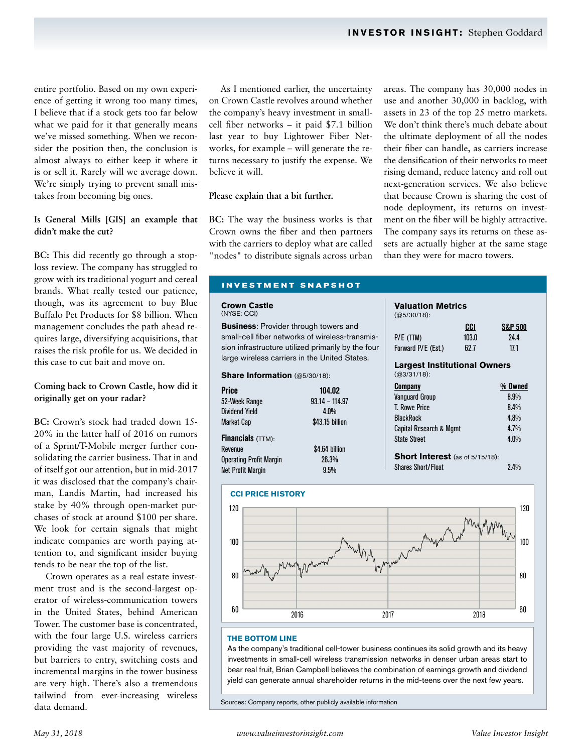entire portfolio. Based on my own experience of getting it wrong too many times, I believe that if a stock gets too far below what we paid for it that generally means we've missed something. When we reconsider the position then, the conclusion is almost always to either keep it where it is or sell it. Rarely will we average down. We're simply trying to prevent small mistakes from becoming big ones.

**Is General Mills [GIS] an example that didn't make the cut?**

**BC:** This did recently go through a stop-loss review. The company has struggled to grow with its traditional yogurt and cereal brands. What really tested our patience, though, was its agreement to buy Blue Buffalo Pet Products for $8 billion. When management concludes the path ahead requires large, diversifying acquisitions, that raises the risk profile for us. We decided in this case to cut bait and move on.

**Coming back to Crown Castle, how did it originally get on your radar?**

**BC:** Crown's stock had traded down 15-20% in the latter half of 2016 on rumors of a Sprint/T-Mobile merger further consolidating the carrier business. That in and of itself got our attention, but in mid-2017 it was disclosed that the company's chairman, Landis Martin, had increased his stake by 40% through open-market purchases of stock at around $100 per share. We look for certain signals that might indicate companies are worth paying attention to, and significant insider buying tends to be near the top of the list.

Crown operates as a real estate investment trust and is the second-largest operator of wireless-communication towers in the United States, behind American Tower. The customer base is concentrated, with the four large U.S. wireless carriers providing the vast majority of revenues, but barriers to entry, switching costs and incremental margins in the tower business are very high. There's also a tremendous tailwind from ever-increasing wireless data demand.

As I mentioned earlier, the uncertainty on Crown Castle revolves around whether the company's heavy investment in small-cell fiber networks – it paid $7.1 billion last year to buy Lightower Fiber Networks, for example – will generate the returns necessary to justify the expense. We believe it will.

**Please explain that a bit further.**

**BC:** The way the business works is that Crown owns the fiber and then partners with the carriers to deploy what are called "nodes" to distribute signals across urban areas. The company has 30,000 nodes in use and another 30,000 in backlog, with assets in 23 of the top 25 metro markets. We don't think there's much debate about the ultimate deployment of all the nodes their fiber can handle, as carriers increase the densification of their networks to meet rising demand, reduce latency and roll out next-generation services. We also believe that because Crown is sharing the cost of node deployment, its returns on investment on the fiber will be highly attractive. The company says its returns on these assets are actually higher at the same stage than they were for macro towers.

## INVESTMENT SNAPSHOT

**Crown Castle**
(NYSE: CCI)

**Business**: Provider through towers and small-cell fiber networks of wireless-transmission infrastructure utilized primarily by the four large wireless carriers in the United States.

**Share Information** (@5/30/18):

| | |
|---|---|
| Price | 104.02 |
| 52-Week Range | 93.14 – 114.97 |
| Dividend Yield | 4.0% |
| Market Cap | $43.15 billion |

**Financials** (TTM):

| | |
|---|---|
| Revenue | $4.64 billion |
| Operating Profit Margin | 26.3% |
| Net Profit Margin | 9.5% |

**Valuation Metrics**
(@5/30/18):

| | CCI | S&P 500 |
|---|---|---|
| P/E (TTM) | 103.0 | 24.4 |
| Forward P/E (Est.) | 62.7 | 17.1 |

**Largest Institutional Owners**
(@3/31/18):

| Company | % Owned |
|---|---|
| Vanguard Group | 8.9% |
| T. Rowe Price | 8.4% |
| BlackRock | 4.8% |
| Capital Research & Mgmt | 4.7% |
| State Street | 4.0% |

**Short Interest** (as of 5/15/18):

| | |
|---|---|
| Shares Short/Float | 2.4% |

**CCI PRICE HISTORY**

**THE BOTTOM LINE**

As the company's traditional cell-tower business continues its solid growth and its heavy investments in small-cell wireless transmission networks in denser urban areas start to bear real fruit, Brian Campbell believes the combination of earnings growth and dividend yield can generate annual shareholder returns in the mid-teens over the next few years.

Sources: Company reports, other publicly available information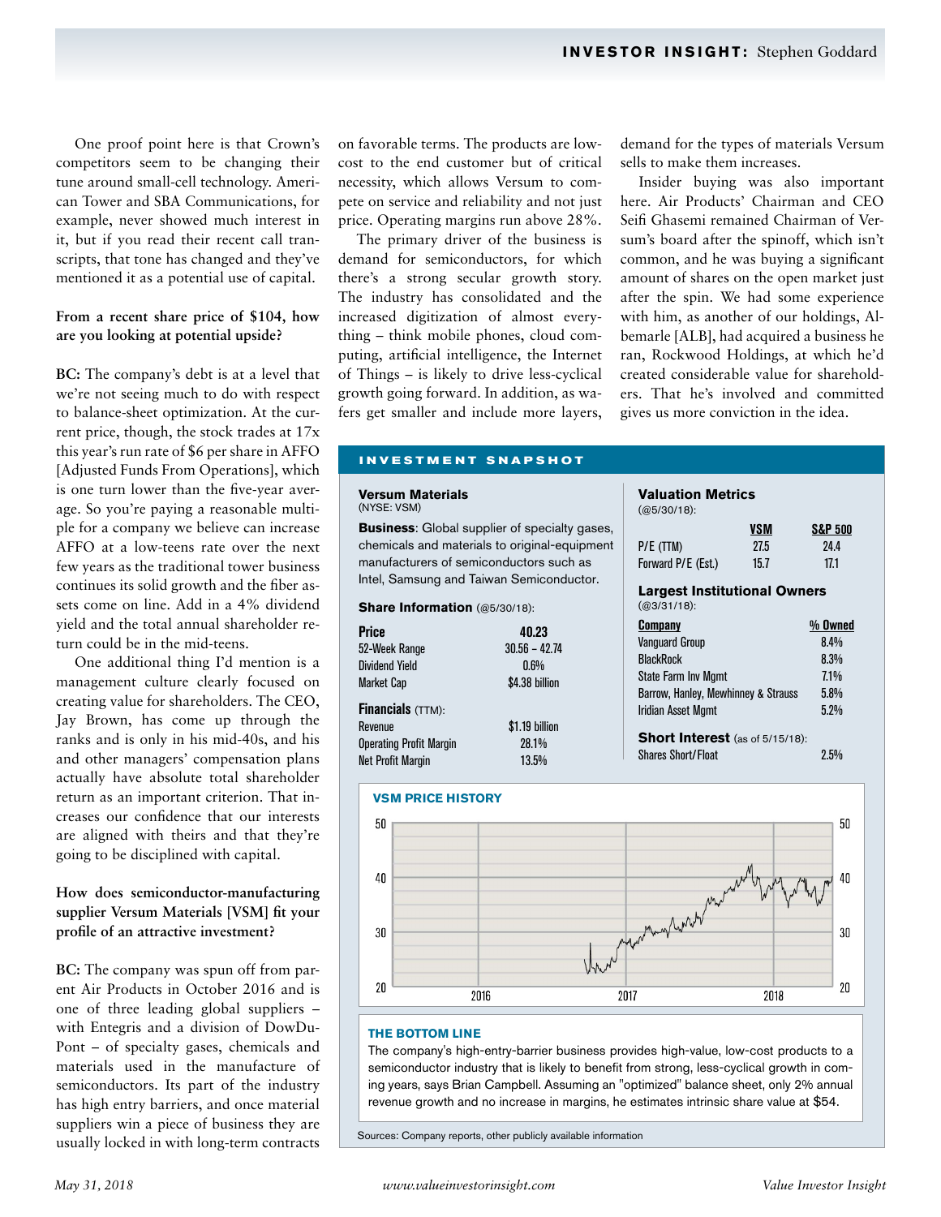One proof point here is that Crown's competitors seem to be changing their tune around small-cell technology. American Tower and SBA Communications, for example, never showed much interest in it, but if you read their recent call transcripts, that tone has changed and they've mentioned it as a potential use of capital.

**From a recent share price of $104, how are you looking at potential upside?**

**BC:** The company's debt is at a level that we're not seeing much to do with respect to balance-sheet optimization. At the current price, though, the stock trades at 17x this year's run rate of $6 per share in AFFO [Adjusted Funds From Operations], which is one turn lower than the five-year average. So you're paying a reasonable multiple for a company we believe can increase AFFO at a low-teens rate over the next few years as the traditional tower business continues its solid growth and the fiber assets come on line. Add in a 4% dividend yield and the total annual shareholder return could be in the mid-teens.

One additional thing I'd mention is a management culture clearly focused on creating value for shareholders. The CEO, Jay Brown, has come up through the ranks and is only in his mid-40s, and his and other managers' compensation plans actually have absolute total shareholder return as an important criterion. That increases our confidence that our interests are aligned with theirs and that they're going to be disciplined with capital.

**How does semiconductor-manufacturing supplier Versum Materials [VSM] fit your profile of an attractive investment?**

**BC:** The company was spun off from parent Air Products in October 2016 and is one of three leading global suppliers – with Entegris and a division of DowDuPont – of specialty gases, chemicals and materials used in the manufacture of semiconductors. Its part of the industry has high entry barriers, and once material suppliers win a piece of business they are usually locked in with long-term contracts on favorable terms. The products are low-cost to the end customer but of critical necessity, which allows Versum to compete on service and reliability and not just price. Operating margins run above 28%.

The primary driver of the business is demand for semiconductors, for which there's a strong secular growth story. The industry has consolidated and the increased digitization of almost everything – think mobile phones, cloud computing, artificial intelligence, the Internet of Things – is likely to drive less-cyclical growth going forward. In addition, as wafers get smaller and include more layers, demand for the types of materials Versum sells to make them increases.

Insider buying was also important here. Air Products' Chairman and CEO Seifi Ghasemi remained Chairman of Versum's board after the spinoff, which isn't common, and he was buying a significant amount of shares on the open market just after the spin. We had some experience with him, as another of our holdings, Albemarle [ALB], had acquired a business he ran, Rockwood Holdings, at which he'd created considerable value for shareholders. That he's involved and committed gives us more conviction in the idea.

## INVESTMENT SNAPSHOT

**Versum Materials**
(NYSE: VSM)

**Business**: Global supplier of specialty gases, chemicals and materials to original-equipment manufacturers of semiconductors such as Intel, Samsung and Taiwan Semiconductor.

**Share Information** (@5/30/18):

| | |
|---|---|
| Price | 40.23 |
| 52-Week Range | 30.56 – 42.74 |
| Dividend Yield | 0.6% |
| Market Cap | $4.38 billion |

**Financials** (TTM):

| | |
|---|---|
| Revenue | $1.19 billion |
| Operating Profit Margin | 28.1% |
| Net Profit Margin | 13.5% |

**Valuation Metrics**
(@5/30/18):

| | VSM | S&P 500 |
|---|---|---|
| P/E (TTM) | 27.5 | 24.4 |
| Forward P/E (Est.) | 15.7 | 17.1 |

**Largest Institutional Owners**
(@3/31/18):

| Company | % Owned |
|---|---|
| Vanguard Group | 8.4% |
| BlackRock | 8.3% |
| State Farm Inv Mgmt | 7.1% |
| Barrow, Hanley, Mewhinney & Strauss | 5.8% |
| Iridian Asset Mgmt | 5.2% |

**Short Interest** (as of 5/15/18):

| | |
|---|---|
| Shares Short/Float | 2.5% |

**VSM PRICE HISTORY**

**THE BOTTOM LINE**

The company's high-entry-barrier business provides high-value, low-cost products to a semiconductor industry that is likely to benefit from strong, less-cyclical growth in coming years, says Brian Campbell. Assuming an "optimized" balance sheet, only 2% annual revenue growth and no increase in margins, he estimates intrinsic share value at $54.

Sources: Company reports, other publicly available information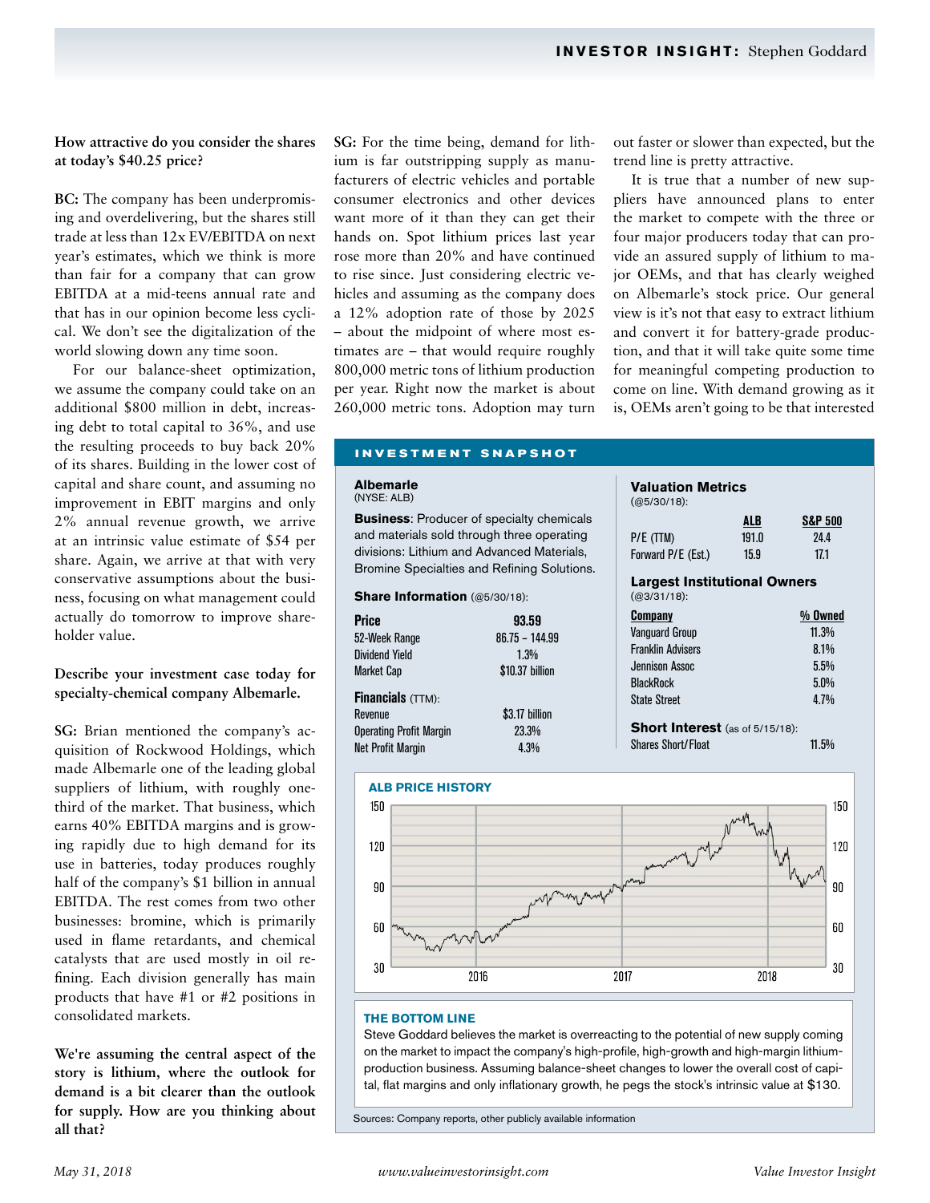**How attractive do you consider the shares at today's $40.25 price?**

**BC:** The company has been underpromising and overdelivering, but the shares still trade at less than 12x EV/EBITDA on next year's estimates, which we think is more than fair for a company that can grow EBITDA at a mid-teens annual rate and that has in our opinion become less cyclical. We don't see the digitalization of the world slowing down any time soon.

For our balance-sheet optimization, we assume the company could take on an additional $800 million in debt, increasing debt to total capital to 36%, and use the resulting proceeds to buy back 20% of its shares. Building in the lower cost of capital and share count, and assuming no improvement in EBIT margins and only 2% annual revenue growth, we arrive at an intrinsic value estimate of $54 per share. Again, we arrive at that with very conservative assumptions about the business, focusing on what management could actually do tomorrow to improve shareholder value.

**Describe your investment case today for specialty-chemical company Albemarle.**

**SG:** Brian mentioned the company's acquisition of Rockwood Holdings, which made Albemarle one of the leading global suppliers of lithium, with roughly one-third of the market. That business, which earns 40% EBITDA margins and is growing rapidly due to high demand for its use in batteries, today produces roughly half of the company's $1 billion in annual EBITDA. The rest comes from two other businesses: bromine, which is primarily used in flame retardants, and chemical catalysts that are used mostly in oil refining. Each division generally has main products that have #1 or #2 positions in consolidated markets.

**We're assuming the central aspect of the story is lithium, where the outlook for demand is a bit clearer than the outlook for supply. How are you thinking about all that?**

**SG:** For the time being, demand for lithium is far outstripping supply as manufacturers of electric vehicles and portable consumer electronics and other devices want more of it than they can get their hands on. Spot lithium prices last year rose more than 20% and have continued to rise since. Just considering electric vehicles and assuming as the company does a 12% adoption rate of those by 2025 – about the midpoint of where most estimates are – that would require roughly 800,000 metric tons of lithium production per year. Right now the market is about 260,000 metric tons. Adoption may turn out faster or slower than expected, but the trend line is pretty attractive.

It is true that a number of new suppliers have announced plans to enter the market to compete with the three or four major producers today that can provide an assured supply of lithium to major OEMs, and that has clearly weighed on Albemarle's stock price. Our general view is it's not that easy to extract lithium and convert it for battery-grade production, and that it will take quite some time for meaningful competing production to come on line. With demand growing as it is, OEMs aren't going to be that interested

## INVESTMENT SNAPSHOT

**Albemarle**
(NYSE: ALB)

**Business**: Producer of specialty chemicals and materials sold through three operating divisions: Lithium and Advanced Materials, Bromine Specialties and Refining Solutions.

**Share Information** (@5/30/18):

| | |
|---|---|
| **Price** | **93.59** |
| 52-Week Range | 86.75 – 144.99 |
| Dividend Yield | 1.3% |
| Market Cap | $10.37 billion |

**Financials** (TTM):

| | |
|---|---|
| Revenue | $3.17 billion |
| Operating Profit Margin | 23.3% |
| Net Profit Margin | 4.3% |

**Valuation Metrics**
(@5/30/18):

| | ALB | S&P 500 |
|---|---|---|
| P/E (TTM) | 191.0 | 24.4 |
| Forward P/E (Est.) | 15.9 | 17.1 |

**Largest Institutional Owners**
(@3/31/18):

| Company | % Owned |
|---|---|
| Vanguard Group | 11.3% |
| Franklin Advisers | 8.1% |
| Jennison Assoc | 5.5% |
| BlackRock | 5.0% |
| State Street | 4.7% |

**Short Interest** (as of 5/15/18):

| | |
|---|---|
| Shares Short/Float | 11.5% |

**ALB PRICE HISTORY**

**THE BOTTOM LINE**

Steve Goddard believes the market is overreacting to the potential of new supply coming on the market to impact the company's high-profile, high-growth and high-margin lithium-production business. Assuming balance-sheet changes to lower the overall cost of capital, flat margins and only inflationary growth, he pegs the stock's intrinsic value at $130.

Sources: Company reports, other publicly available information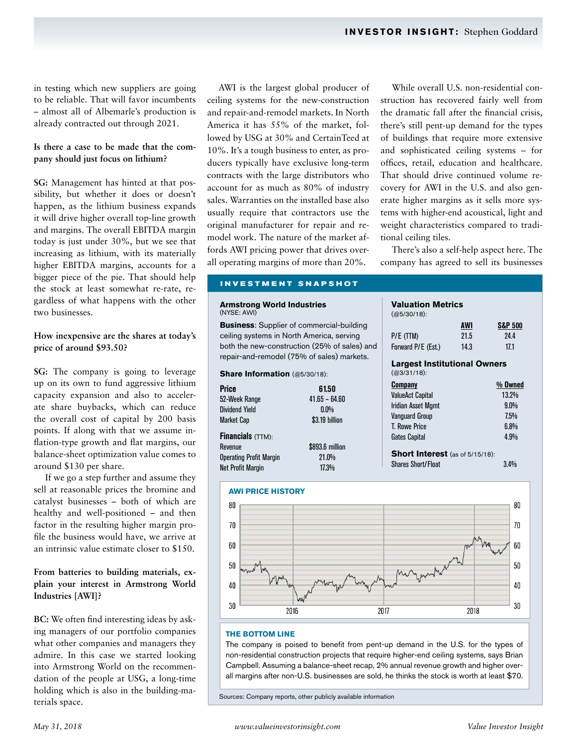in testing which new suppliers are going to be reliable. That will favor incumbents – almost all of Albemarle's production is already contracted out through 2021.

**Is there a case to be made that the company should just focus on lithium?**

**SG:** Management has hinted at that possibility, but whether it does or doesn't happen, as the lithium business expands it will drive higher overall top-line growth and margins. The overall EBITDA margin today is just under 30%, but we see that increasing as lithium, with its materially higher EBITDA margins, accounts for a bigger piece of the pie. That should help the stock at least somewhat re-rate, regardless of what happens with the other two businesses.

**How inexpensive are the shares at today's price of around $93.50?**

**SG:** The company is going to leverage up on its own to fund aggressive lithium capacity expansion and also to accelerate share buybacks, which can reduce the overall cost of capital by 200 basis points. If along with that we assume inflation-type growth and flat margins, our balance-sheet optimization value comes to around $130 per share.

If we go a step further and assume they sell at reasonable prices the bromine and catalyst businesses – both of which are healthy and well-positioned – and then factor in the resulting higher margin profile the business would have, we arrive at an intrinsic value estimate closer to $150.

**From batteries to building materials, explain your interest in Armstrong World Industries [AWI]?**

**BC:** We often find interesting ideas by asking managers of our portfolio companies what other companies and managers they admire. In this case we started looking into Armstrong World on the recommendation of the people at USG, a long-time holding which is also in the building-materials space.

AWI is the largest global producer of ceiling systems for the new-construction and repair-and-remodel markets. In North America it has 55% of the market, followed by USG at 30% and CertainTeed at 10%. It's a tough business to enter, as producers typically have exclusive long-term contracts with the large distributors who account for as much as 80% of industry sales. Warranties on the installed base also usually require that contractors use the original manufacturer for repair and remodel work. The nature of the market affords AWI pricing power that drives overall operating margins of more than 20%.

While overall U.S. non-residential construction has recovered fairly well from the dramatic fall after the financial crisis, there's still pent-up demand for the types of buildings that require more extensive and sophisticated ceiling systems – for offices, retail, education and healthcare. That should drive continued volume recovery for AWI in the U.S. and also generate higher margins as it sells more systems with higher-end acoustical, light and weight characteristics compared to traditional ceiling tiles.

There's also a self-help aspect here. The company has agreed to sell its businesses

## INVESTMENT SNAPSHOT

**Armstrong World Industries**
(NYSE: AWI)

**Business**: Supplier of commercial-building ceiling systems in North America, serving both the new-construction (25% of sales) and repair-and-remodel (75% of sales) markets.

**Share Information** (@5/30/18):

| | |
|---|---|
| **Price** | **61.50** |
| 52-Week Range | 41.65 – 64.60 |
| Dividend Yield | 0.0% |
| Market Cap | $3.19 billion |

**Financials** (TTM):

| | |
|---|---|
| Revenue | $893.6 million |
| Operating Profit Margin | 21.0% |
| Net Profit Margin | 17.3% |

**Valuation Metrics**
(@5/30/18):

| | AWI | S&P 500 |
|---|---|---|
| P/E (TTM) | 21.5 | 24.4 |
| Forward P/E (Est.) | 14.3 | 17.1 |

**Largest Institutional Owners**
(@3/31/18):

| Company | % Owned |
|---|---|
| ValueAct Capital | 13.2% |
| Iridian Asset Mgmt | 9.0% |
| Vanguard Group | 7.5% |
| T. Rowe Price | 6.8% |
| Gates Capital | 4.9% |

**Short Interest** (as of 5/15/18):

| | |
|---|---|
| Shares Short/Float | 3.4% |

**AWI PRICE HISTORY**

**THE BOTTOM LINE**

The company is poised to benefit from pent-up demand in the U.S. for the types of non-residential construction projects that require higher-end ceiling systems, says Brian Campbell. Assuming a balance-sheet recap, 2% annual revenue growth and higher overall margins after non-U.S. businesses are sold, he thinks the stock is worth at least $70.

Sources: Company reports, other publicly available information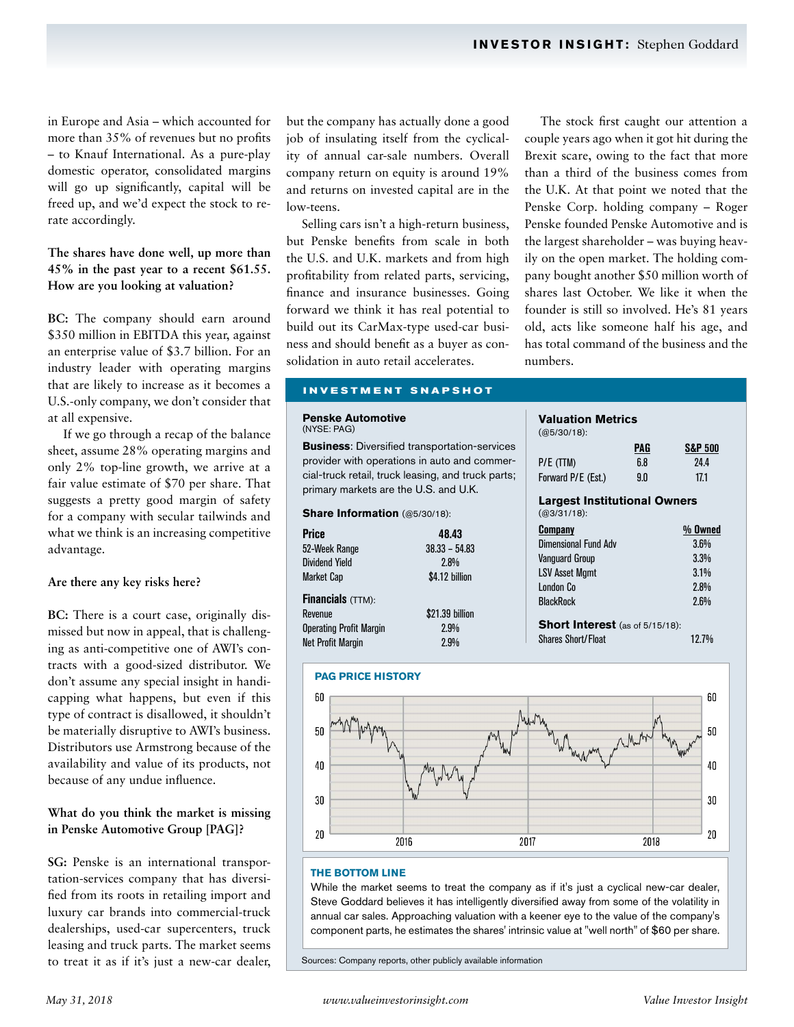in Europe and Asia – which accounted for more than 35% of revenues but no profits – to Knauf International. As a pure-play domestic operator, consolidated margins will go up significantly, capital will be freed up, and we'd expect the stock to re-rate accordingly.

**The shares have done well, up more than 45% in the past year to a recent $61.55. How are you looking at valuation?**

**BC:** The company should earn around $350 million in EBITDA this year, against an enterprise value of $3.7 billion. For an industry leader with operating margins that are likely to increase as it becomes a U.S.-only company, we don't consider that at all expensive.

If we go through a recap of the balance sheet, assume 28% operating margins and only 2% top-line growth, we arrive at a fair value estimate of $70 per share. That suggests a pretty good margin of safety for a company with secular tailwinds and what we think is an increasing competitive advantage.

**Are there any key risks here?**

**BC:** There is a court case, originally dismissed but now in appeal, that is challenging as anti-competitive one of AWI's contracts with a good-sized distributor. We don't assume any special insight in handicapping what happens, but even if this type of contract is disallowed, it shouldn't be materially disruptive to AWI's business. Distributors use Armstrong because of the availability and value of its products, not because of any undue influence.

**What do you think the market is missing in Penske Automotive Group [PAG]?**

**SG:** Penske is an international transportation-services company that has diversified from its roots in retailing import and luxury car brands into commercial-truck dealerships, used-car supercenters, truck leasing and truck parts. The market seems to treat it as if it's just a new-car dealer, but the company has actually done a good job of insulating itself from the cyclicality of annual car-sale numbers. Overall company return on equity is around 19% and returns on invested capital are in the low-teens.

Selling cars isn't a high-return business, but Penske benefits from scale in both the U.S. and U.K. markets and from high profitability from related parts, servicing, finance and insurance businesses. Going forward we think it has real potential to build out its CarMax-type used-car business and should benefit as a buyer as consolidation in auto retail accelerates.

The stock first caught our attention a couple years ago when it got hit during the Brexit scare, owing to the fact that more than a third of the business comes from the U.K. At that point we noted that the Penske Corp. holding company – Roger Penske founded Penske Automotive and is the largest shareholder – was buying heavily on the open market. The holding company bought another $50 million worth of shares last October. We like it when the founder is still so involved. He's 81 years old, acts like someone half his age, and has total command of the business and the numbers.

## INVESTMENT SNAPSHOT

**Penske Automotive**
(NYSE: PAG)

**Business**: Diversified transportation-services provider with operations in auto and commercial-truck retail, truck leasing, and truck parts; primary markets are the U.S. and U.K.

**Share Information** (@5/30/18):

| | |
|---|---|
| **Price** | **48.43** |
| 52-Week Range | 38.33 – 54.83 |
| Dividend Yield | 2.8% |
| Market Cap | $4.12 billion |

**Financials** (TTM):

| | |
|---|---|
| Revenue | $21.39 billion |
| Operating Profit Margin | 2.9% |
| Net Profit Margin | 2.9% |

**Valuation Metrics**
(@5/30/18):

| | PAG | S&P 500 |
|---|---|---|
| P/E (TTM) | 6.8 | 24.4 |
| Forward P/E (Est.) | 9.0 | 17.1 |

**Largest Institutional Owners**
(@3/31/18):

| Company | % Owned |
|---|---|
| Dimensional Fund Adv | 3.6% |
| Vanguard Group | 3.3% |
| LSV Asset Mgmt | 3.1% |
| London Co | 2.8% |
| BlackRock | 2.6% |

**Short Interest** (as of 5/15/18):

| | |
|---|---|
| Shares Short/Float | 12.7% |

**PAG PRICE HISTORY**

**THE BOTTOM LINE**

While the market seems to treat the company as if it's just a cyclical new-car dealer, Steve Goddard believes it has intelligently diversified away from some of the volatility in annual car sales. Approaching valuation with a keener eye to the value of the company's component parts, he estimates the shares' intrinsic value at "well north" of $60 per share.

Sources: Company reports, other publicly available information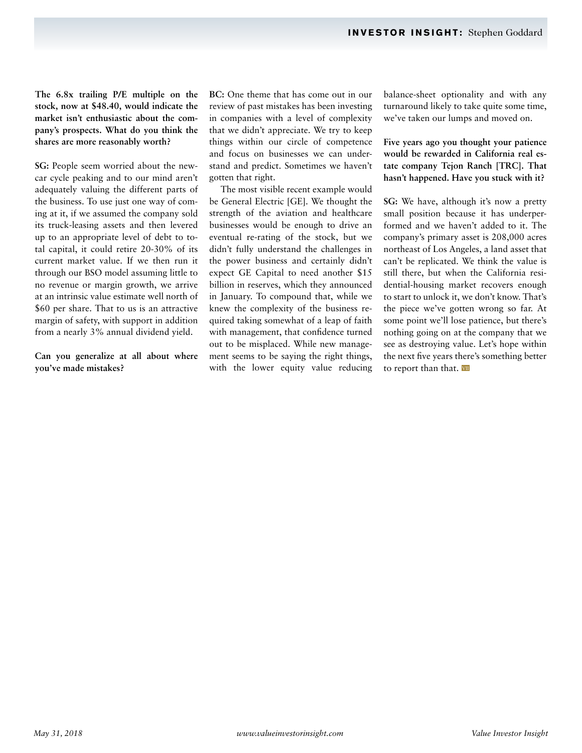**The 6.8x trailing P/E multiple on the stock, now at $48.40, would indicate the market isn't enthusiastic about the company's prospects. What do you think the shares are more reasonably worth?**

**SG:** People seem worried about the new-car cycle peaking and to our mind aren't adequately valuing the different parts of the business. To use just one way of coming at it, if we assumed the company sold its truck-leasing assets and then levered up to an appropriate level of debt to total capital, it could retire 20-30% of its current market value. If we then run it through our BSO model assuming little to no revenue or margin growth, we arrive at an intrinsic value estimate well north of $60 per share. That to us is an attractive margin of safety, with support in addition from a nearly 3% annual dividend yield.

**Can you generalize at all about where you've made mistakes?**

**BC:** One theme that has come out in our review of past mistakes has been investing in companies with a level of complexity that we didn't appreciate. We try to keep things within our circle of competence and focus on businesses we can understand and predict. Sometimes we haven't gotten that right.

The most visible recent example would be General Electric [GE]. We thought the strength of the aviation and healthcare businesses would be enough to drive an eventual re-rating of the stock, but we didn't fully understand the challenges in the power business and certainly didn't expect GE Capital to need another $15 billion in reserves, which they announced in January. To compound that, while we knew the complexity of the business required taking somewhat of a leap of faith with management, that confidence turned out to be misplaced. While new management seems to be saying the right things, with the lower equity value reducing balance-sheet optionality and with any turnaround likely to take quite some time, we've taken our lumps and moved on.

**Five years ago you thought your patience would be rewarded in California real estate company Tejon Ranch [TRC]. That hasn't happened. Have you stuck with it?**

**SG:** We have, although it's now a pretty small position because it has underperformed and we haven't added to it. The company's primary asset is 208,000 acres northeast of Los Angeles, a land asset that can't be replicated. We think the value is still there, but when the California residential-housing market recovers enough to start to unlock it, we don't know. That's the piece we've gotten wrong so far. At some point we'll lose patience, but there's nothing going on at the company that we see as destroying value. Let's hope within the next five years there's something better to report than that.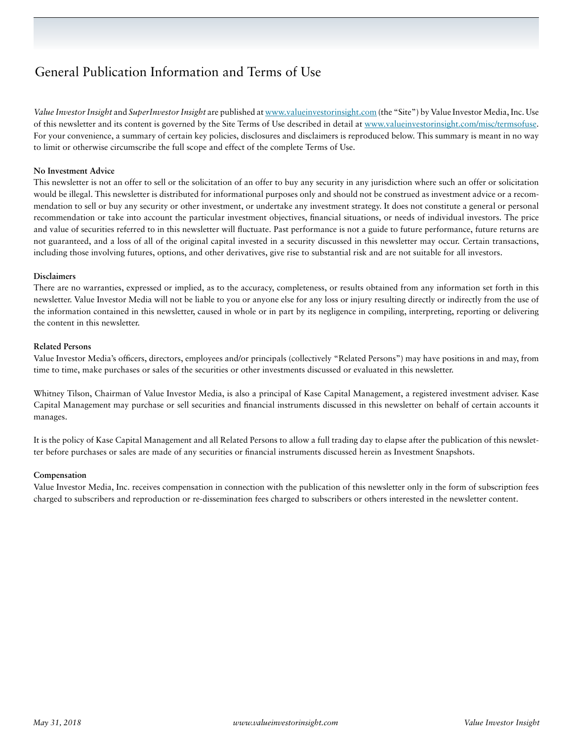# General Publication Information and Terms of Use

*Value Investor Insight* and *SuperInvestor Insight* are published at [www.valueinvestorinsight.com](www.valueinvestorinsight.com) (the "Site") by Value Investor Media, Inc. Use of this newsletter and its content is governed by the Site Terms of Use described in detail at [www.valueinvestorinsight.com/misc/termsofuse](www.valueinvestorinsight.com/misc/termsofuse). For your convenience, a summary of certain key policies, disclosures and disclaimers is reproduced below. This summary is meant in no way to limit or otherwise circumscribe the full scope and effect of the complete Terms of Use.

**No Investment Advice**

This newsletter is not an offer to sell or the solicitation of an offer to buy any security in any jurisdiction where such an offer or solicitation would be illegal. This newsletter is distributed for informational purposes only and should not be construed as investment advice or a recommendation to sell or buy any security or other investment, or undertake any investment strategy. It does not constitute a general or personal recommendation or take into account the particular investment objectives, financial situations, or needs of individual investors. The price and value of securities referred to in this newsletter will fluctuate. Past performance is not a guide to future performance, future returns are not guaranteed, and a loss of all of the original capital invested in a security discussed in this newsletter may occur. Certain transactions, including those involving futures, options, and other derivatives, give rise to substantial risk and are not suitable for all investors.

**Disclaimers**

There are no warranties, expressed or implied, as to the accuracy, completeness, or results obtained from any information set forth in this newsletter. Value Investor Media will not be liable to you or anyone else for any loss or injury resulting directly or indirectly from the use of the information contained in this newsletter, caused in whole or in part by its negligence in compiling, interpreting, reporting or delivering the content in this newsletter.

**Related Persons**

Value Investor Media's officers, directors, employees and/or principals (collectively "Related Persons") may have positions in and may, from time to time, make purchases or sales of the securities or other investments discussed or evaluated in this newsletter.

Whitney Tilson, Chairman of Value Investor Media, is also a principal of Kase Capital Management, a registered investment adviser. Kase Capital Management may purchase or sell securities and financial instruments discussed in this newsletter on behalf of certain accounts it manages.

It is the policy of Kase Capital Management and all Related Persons to allow a full trading day to elapse after the publication of this newsletter before purchases or sales are made of any securities or financial instruments discussed herein as Investment Snapshots.

**Compensation**

Value Investor Media, Inc. receives compensation in connection with the publication of this newsletter only in the form of subscription fees charged to subscribers and reproduction or re-dissemination fees charged to subscribers or others interested in the newsletter content.